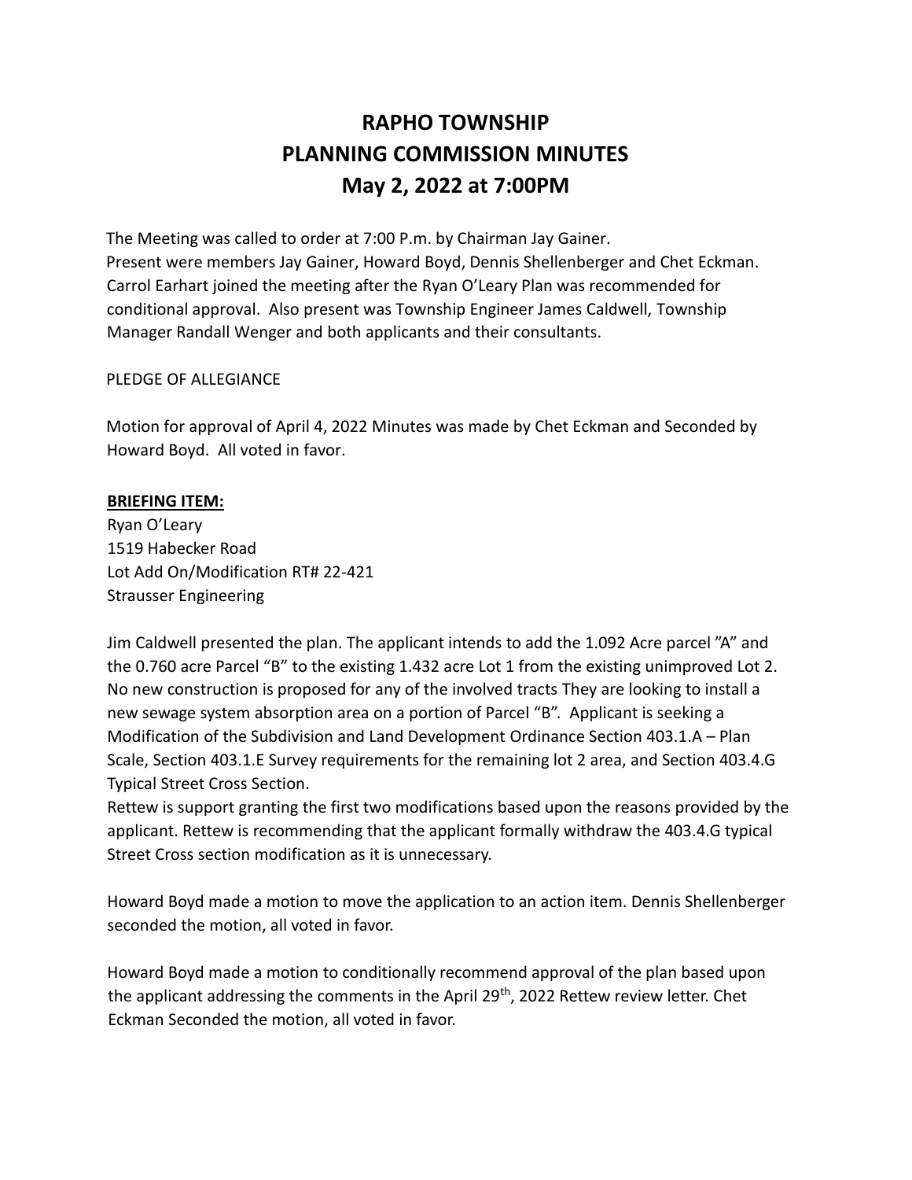# RAPHO TOWNSHIP
# PLANNING COMMISSION MINUTES
# May 2, 2022 at 7:00PM

The Meeting was called to order at 7:00 P.m. by Chairman Jay Gainer.
Present were members Jay Gainer, Howard Boyd, Dennis Shellenberger and Chet Eckman. Carrol Earhart joined the meeting after the Ryan O'Leary Plan was recommended for conditional approval. Also present was Township Engineer James Caldwell, Township Manager Randall Wenger and both applicants and their consultants.

PLEDGE OF ALLEGIANCE

Motion for approval of April 4, 2022 Minutes was made by Chet Eckman and Seconded by Howard Boyd. All voted in favor.

**BRIEFING ITEM:**

Ryan O'Leary
1519 Habecker Road
Lot Add On/Modification RT# 22-421
Strausser Engineering

Jim Caldwell presented the plan. The applicant intends to add the 1.092 Acre parcel "A" and the 0.760 acre Parcel "B" to the existing 1.432 acre Lot 1 from the existing unimproved Lot 2. No new construction is proposed for any of the involved tracts They are looking to install a new sewage system absorption area on a portion of Parcel "B". Applicant is seeking a Modification of the Subdivision and Land Development Ordinance Section 403.1.A – Plan Scale, Section 403.1.E Survey requirements for the remaining lot 2 area, and Section 403.4.G Typical Street Cross Section.
Rettew is support granting the first two modifications based upon the reasons provided by the applicant. Rettew is recommending that the applicant formally withdraw the 403.4.G typical Street Cross section modification as it is unnecessary.

Howard Boyd made a motion to move the application to an action item. Dennis Shellenberger seconded the motion, all voted in favor.

Howard Boyd made a motion to conditionally recommend approval of the plan based upon the applicant addressing the comments in the April 29th, 2022 Rettew review letter. Chet Eckman Seconded the motion, all voted in favor.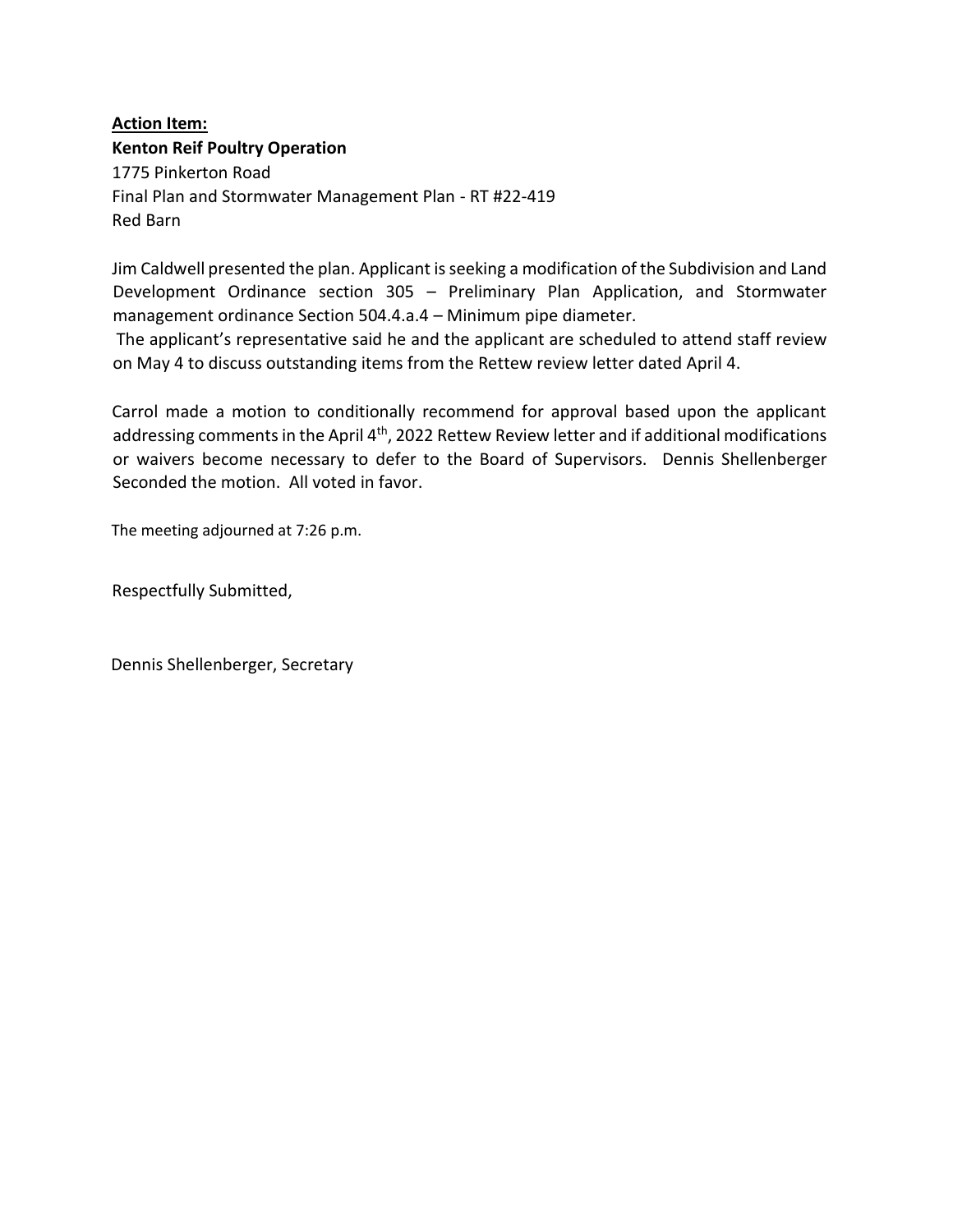**Action Item:**

**Kenton Reif Poultry Operation**

1775 Pinkerton Road

Final Plan and Stormwater Management Plan - RT #22-419

Red Barn

Jim Caldwell presented the plan. Applicant is seeking a modification of the Subdivision and Land Development Ordinance section 305 – Preliminary Plan Application, and Stormwater management ordinance Section 504.4.a.4 – Minimum pipe diameter.

The applicant's representative said he and the applicant are scheduled to attend staff review on May 4 to discuss outstanding items from the Rettew review letter dated April 4.

Carrol made a motion to conditionally recommend for approval based upon the applicant addressing comments in the April 4th, 2022 Rettew Review letter and if additional modifications or waivers become necessary to defer to the Board of Supervisors. Dennis Shellenberger Seconded the motion. All voted in favor.

The meeting adjourned at 7:26 p.m.

Respectfully Submitted,

Dennis Shellenberger, Secretary